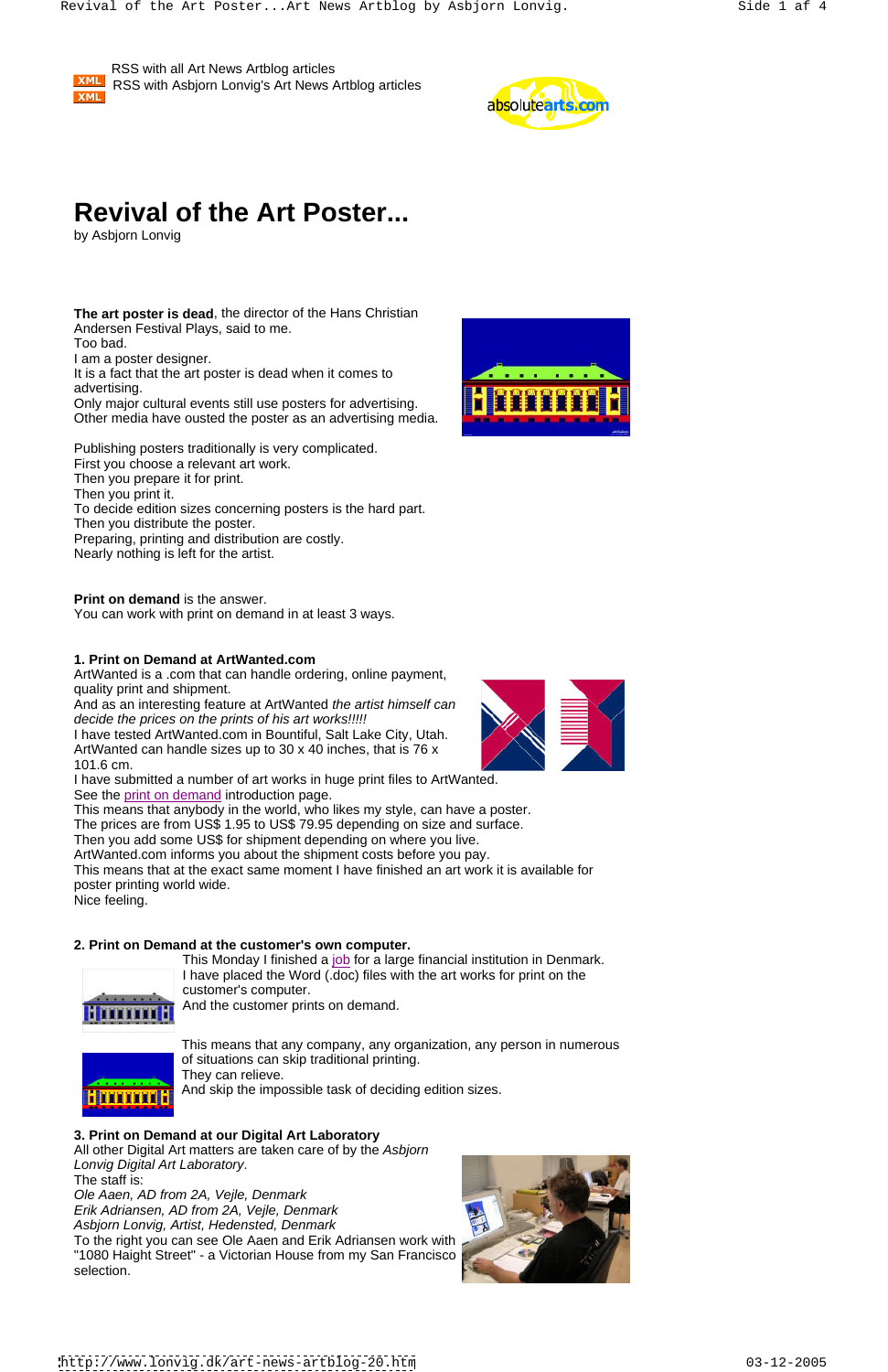RSS with all Art News Artblog articles

RSS with Asbjorn Lonvig's Art News Artblog articles

# Revival of the Art Poster...

by Asbjorn Lonvig

**The art poster is dead**, the director of the Hans Christian Andersen Festival Plays, said to me.
Too bad.
I am a poster designer.
It is a fact that the art poster is dead when it comes to advertising.
Only major cultural events still use posters for advertising.
Other media have ousted the poster as an advertising media.

Publishing posters traditionally is very complicated.
First you choose a relevant art work.
Then you prepare it for print.
Then you print it.
To decide edition sizes concerning posters is the hard part.
Then you distribute the poster.
Preparing, printing and distribution are costly.
Nearly nothing is left for the artist.

**Print on demand** is the answer.
You can work with print on demand in at least 3 ways.

**1. Print on Demand at ArtWanted.com**
ArtWanted is a .com that can handle ordering, online payment, quality print and shipment.
And as an interesting feature at ArtWanted *the artist himself can decide the prices on the prints of his art works!!!!!*
I have tested ArtWanted.com in Bountiful, Salt Lake City, Utah.
ArtWanted can handle sizes up to 30 x 40 inches, that is 76 x 101.6 cm.
I have submitted a number of art works in huge print files to ArtWanted.
See the print on demand introduction page.
This means that anybody in the world, who likes my style, can have a poster.
The prices are from US$ 1.95 to US$ 79.95 depending on size and surface.
Then you add some US$ for shipment depending on where you live.
ArtWanted.com informs you about the shipment costs before you pay.
This means that at the exact same moment I have finished an art work it is available for poster printing world wide.
Nice feeling.

**2. Print on Demand at the customer's own computer.**
This Monday I finished a job for a large financial institution in Denmark.
I have placed the Word (.doc) files with the art works for print on the customer's computer.
And the customer prints on demand.

This means that any company, any organization, any person in numerous of situations can skip traditional printing.
They can relieve.
And skip the impossible task of deciding edition sizes.

**3. Print on Demand at our Digital Art Laboratory**
All other Digital Art matters are taken care of by the *Asbjorn Lonvig Digital Art Laboratory*.
The staff is:
*Ole Aaen, AD from 2A, Vejle, Denmark*
*Erik Adriansen, AD from 2A, Vejle, Denmark*
*Asbjorn Lonvig, Artist, Hedensted, Denmark*
To the right you can see Ole Aaen and Erik Adriansen work with "1080 Haight Street" - a Victorian House from my San Francisco selection.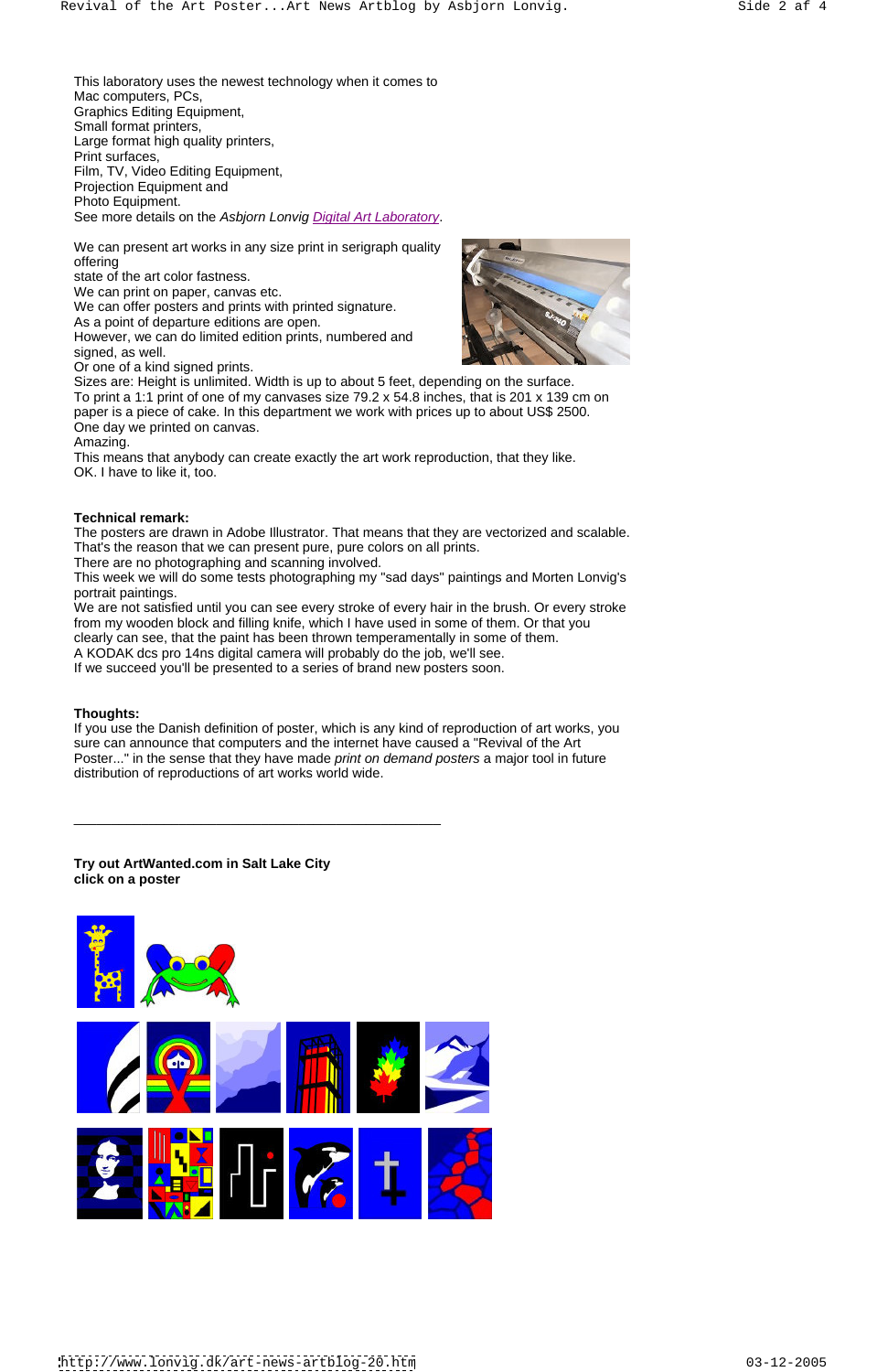This laboratory uses the newest technology when it comes to
Mac computers, PCs,
Graphics Editing Equipment,
Small format printers,
Large format high quality printers,
Print surfaces,
Film, TV, Video Editing Equipment,
Projection Equipment and
Photo Equipment.
See more details on the *Asbjorn Lonvig* Digital Art Laboratory.

We can present art works in any size print in serigraph quality offering
state of the art color fastness.
We can print on paper, canvas etc.
We can offer posters and prints with printed signature.
As a point of departure editions are open.
However, we can do limited edition prints, numbered and signed, as well.
Or one of a kind signed prints.
Sizes are: Height is unlimited. Width is up to about 5 feet, depending on the surface.
To print a 1:1 print of one of my canvases size 79.2 x 54.8 inches, that is 201 x 139 cm on paper is a piece of cake. In this department we work with prices up to about US$ 2500.
One day we printed on canvas.
Amazing.
This means that anybody can create exactly the art work reproduction, that they like.
OK. I have to like it, too.

**Technical remark:**
The posters are drawn in Adobe Illustrator. That means that they are vectorized and scalable.
That's the reason that we can present pure, pure colors on all prints.
There are no photographing and scanning involved.
This week we will do some tests photographing my "sad days" paintings and Morten Lonvig's portrait paintings.
We are not satisfied until you can see every stroke of every hair in the brush. Or every stroke from my wooden block and filling knife, which I have used in some of them. Or that you clearly can see, that the paint has been thrown temperamentally in some of them.
A KODAK dcs pro 14ns digital camera will probably do the job, we'll see.
If we succeed you'll be presented to a series of brand new posters soon.

**Thoughts:**
If you use the Danish definition of poster, which is any kind of reproduction of art works, you sure can announce that computers and the internet have caused a "Revival of the Art Poster..." in the sense that they have made *print on demand posters* a major tool in future distribution of reproductions of art works world wide.

---

**Try out ArtWanted.com in Salt Lake City**
**click on a poster**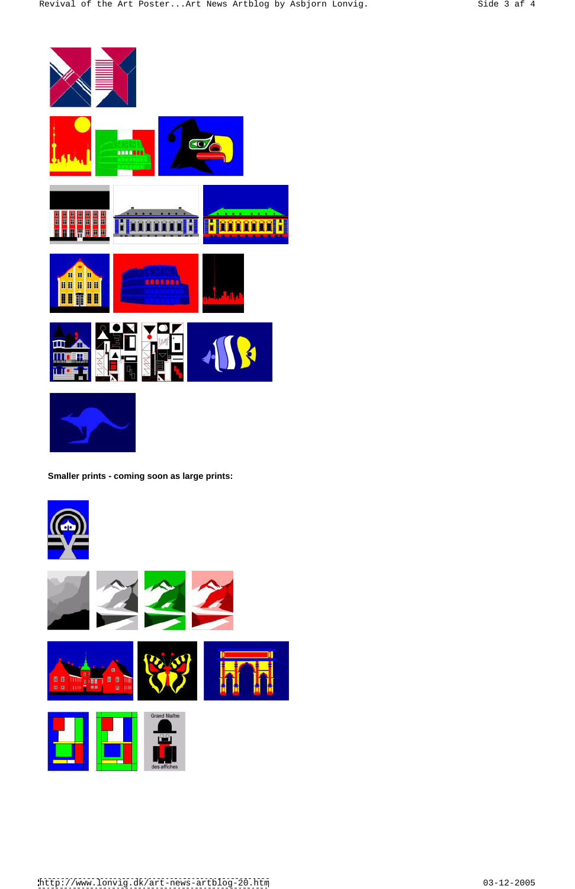**Smaller prints - coming soon as large prints:**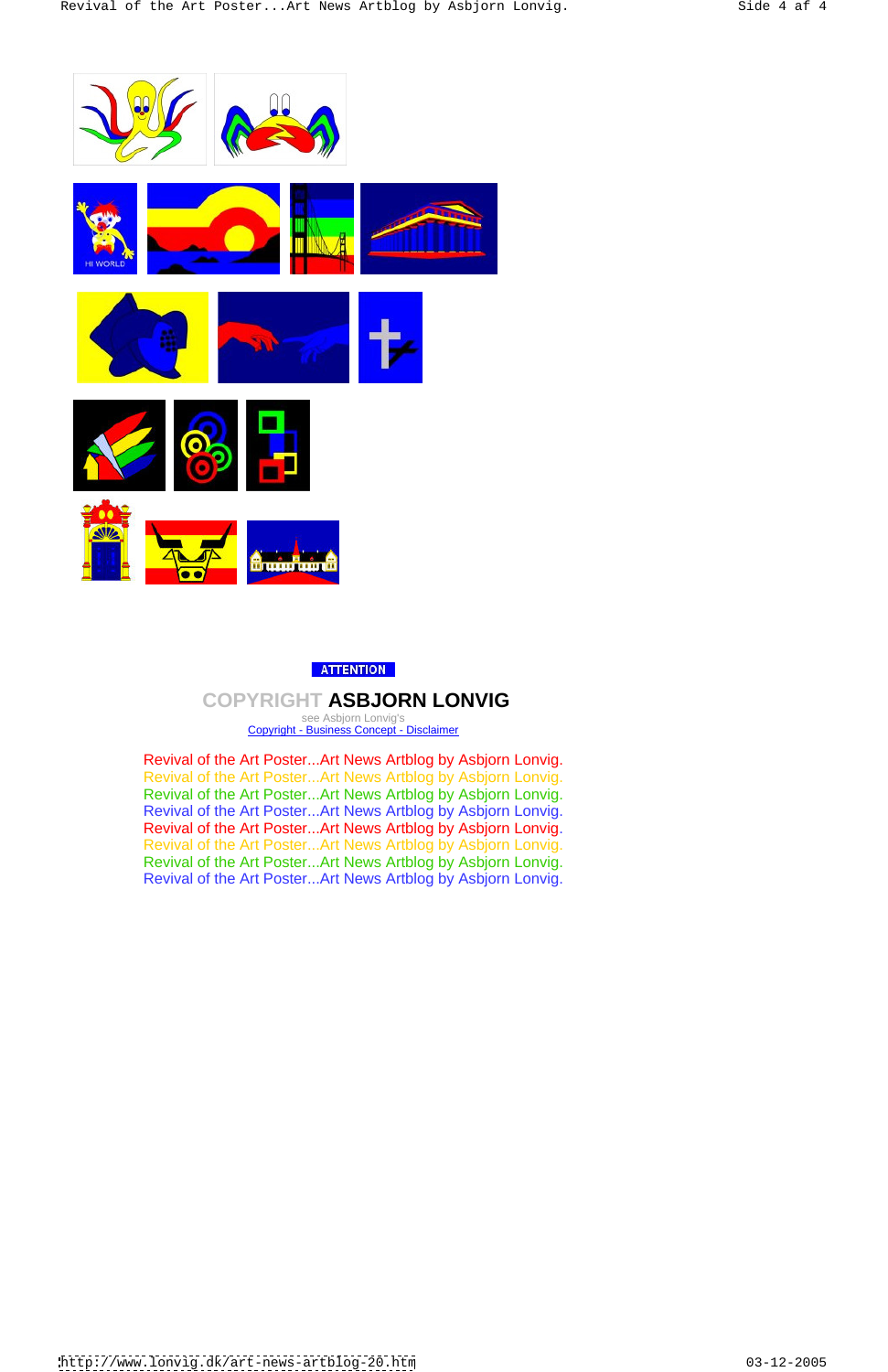ATTENTION

## COPYRIGHT ASBJORN LONVIG

see Asbjorn Lonvig's

Copyright - Business Concept - Disclaimer

Revival of the Art Poster...Art News Artblog by Asbjorn Lonvig.
Revival of the Art Poster...Art News Artblog by Asbjorn Lonvig.
Revival of the Art Poster...Art News Artblog by Asbjorn Lonvig.
Revival of the Art Poster...Art News Artblog by Asbjorn Lonvig.
Revival of the Art Poster...Art News Artblog by Asbjorn Lonvig.
Revival of the Art Poster...Art News Artblog by Asbjorn Lonvig.
Revival of the Art Poster...Art News Artblog by Asbjorn Lonvig.
Revival of the Art Poster...Art News Artblog by Asbjorn Lonvig.